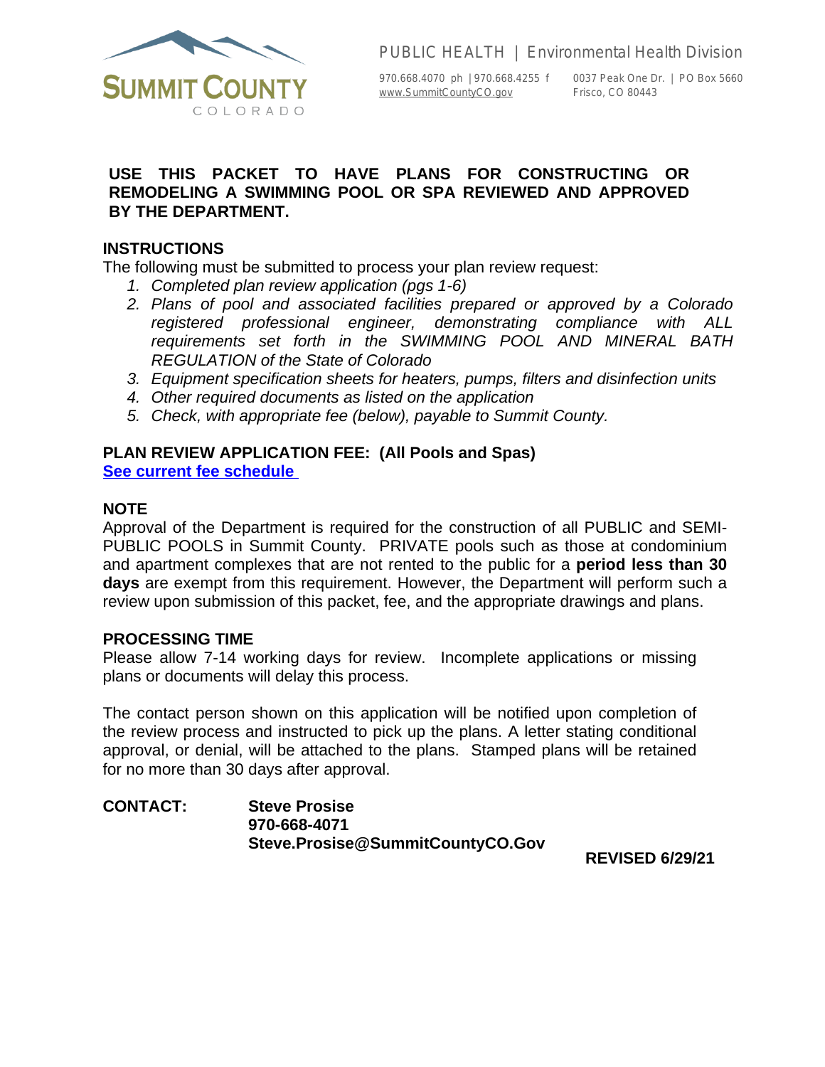SUMMIT COUNTY
COLORADO

PUBLIC HEALTH | Environmental Health Division

970.668.4070 ph | 970.668.4255 f
www.SummitCountyCO.gov

0037 Peak One Dr. | PO Box 5660
Frisco, CO 80443

**USE THIS PACKET TO HAVE PLANS FOR CONSTRUCTING OR REMODELING A SWIMMING POOL OR SPA REVIEWED AND APPROVED BY THE DEPARTMENT.**

## INSTRUCTIONS

The following must be submitted to process your plan review request:

1. *Completed plan review application (pgs 1-6)*
2. *Plans of pool and associated facilities prepared or approved by a Colorado registered professional engineer, demonstrating compliance with ALL requirements set forth in the SWIMMING POOL AND MINERAL BATH REGULATION of the State of Colorado*
3. *Equipment specification sheets for heaters, pumps, filters and disinfection units*
4. *Other required documents as listed on the application*
5. *Check, with appropriate fee (below), payable to Summit County.*

## PLAN REVIEW APPLICATION FEE: (All Pools and Spas)

**See current fee schedule**

## NOTE

Approval of the Department is required for the construction of all PUBLIC and SEMI-PUBLIC POOLS in Summit County. PRIVATE pools such as those at condominium and apartment complexes that are not rented to the public for a **period less than 30 days** are exempt from this requirement. However, the Department will perform such a review upon submission of this packet, fee, and the appropriate drawings and plans.

## PROCESSING TIME

Please allow 7-14 working days for review. Incomplete applications or missing plans or documents will delay this process.

The contact person shown on this application will be notified upon completion of the review process and instructed to pick up the plans. A letter stating conditional approval, or denial, will be attached to the plans. Stamped plans will be retained for no more than 30 days after approval.

**CONTACT:** **Steve Prosise**
**970-668-4071**
**Steve.Prosise@SummitCountyCO.Gov**

**REVISED 6/29/21**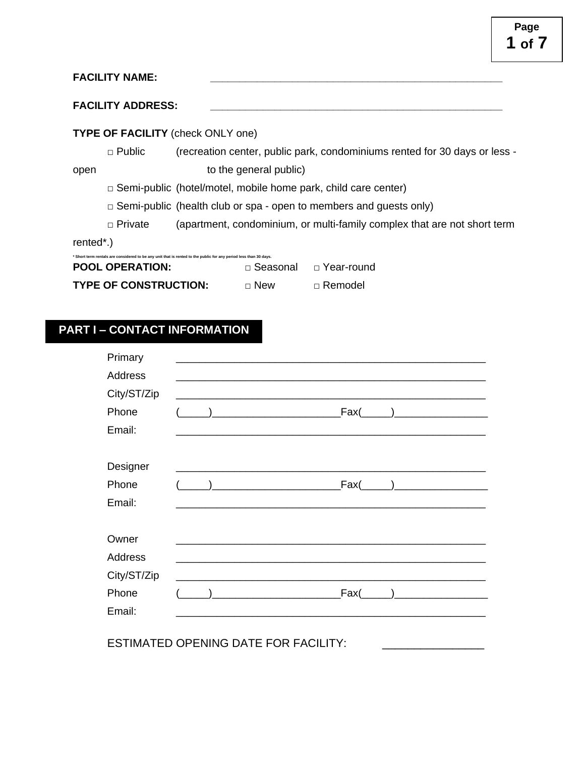**FACILITY NAME:** _______________________________________________

**FACILITY ADDRESS:** _______________________________________________

**TYPE OF FACILITY** (check ONLY one)

- □ Public (recreation center, public park, condominiums rented for 30 days or less - open to the general public)
- □ Semi-public (hotel/motel, mobile home park, child care center)
- □ Semi-public (health club or spa - open to members and guests only)
- □ Private (apartment, condominium, or multi-family complex that are not short term rented*.)

* Short term rentals are considered to be any unit that is rented to the public for any period less than 30 days.

**POOL OPERATION:** □ Seasonal □ Year-round

**TYPE OF CONSTRUCTION:** □ New □ Remodel

## PART I – CONTACT INFORMATION

Primary _______________________________________________

Address _______________________________________________

City/ST/Zip _______________________________________________

Phone (_____)______________________Fax(_____)________________

Email: _______________________________________________

Designer _______________________________________________

Phone (_____)______________________Fax(_____)________________

Email: _______________________________________________

Owner _______________________________________________

Address _______________________________________________

City/ST/Zip _______________________________________________

Phone (_____)______________________Fax(_____)________________

Email: _______________________________________________

ESTIMATED OPENING DATE FOR FACILITY: ________________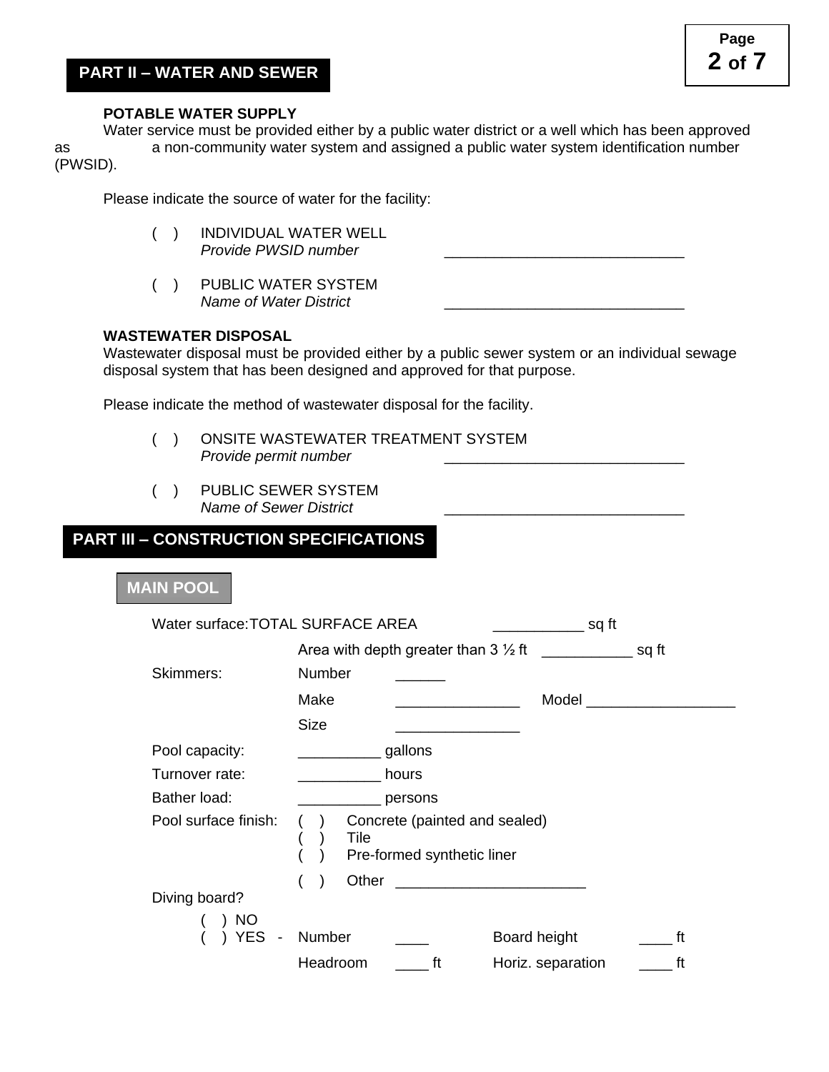## PART II – WATER AND SEWER

**POTABLE WATER SUPPLY**

Water service must be provided either by a public water district or a well which has been approved as a non-community water system and assigned a public water system identification number (PWSID).

Please indicate the source of water for the facility:

( ) INDIVIDUAL WATER WELL
*Provide PWSID number* ______________________________

( ) PUBLIC WATER SYSTEM
*Name of Water District* ______________________________

**WASTEWATER DISPOSAL**

Wastewater disposal must be provided either by a public sewer system or an individual sewage disposal system that has been designed and approved for that purpose.

Please indicate the method of wastewater disposal for the facility.

( ) ONSITE WASTEWATER TREATMENT SYSTEM
*Provide permit number* ______________________________

( ) PUBLIC SEWER SYSTEM
*Name of Sewer District* ______________________________

## PART III – CONSTRUCTION SPECIFICATIONS

### MAIN POOL

Water surface: TOTAL SURFACE AREA ___________ sq ft

Area with depth greater than 3 ½ ft ___________ sq ft

Skimmers: Number ______

Make _______________ Model __________________

Size _______________

Pool capacity: __________ gallons

Turnover rate: __________ hours

Bather load: __________ persons

Pool surface finish:
( ) Concrete (painted and sealed)
( ) Tile
( ) Pre-formed synthetic liner
( ) Other _______________________

Diving board?
( ) NO
( ) YES - Number ____ Board height ____ ft
Headroom ____ ft Horiz. separation ____ ft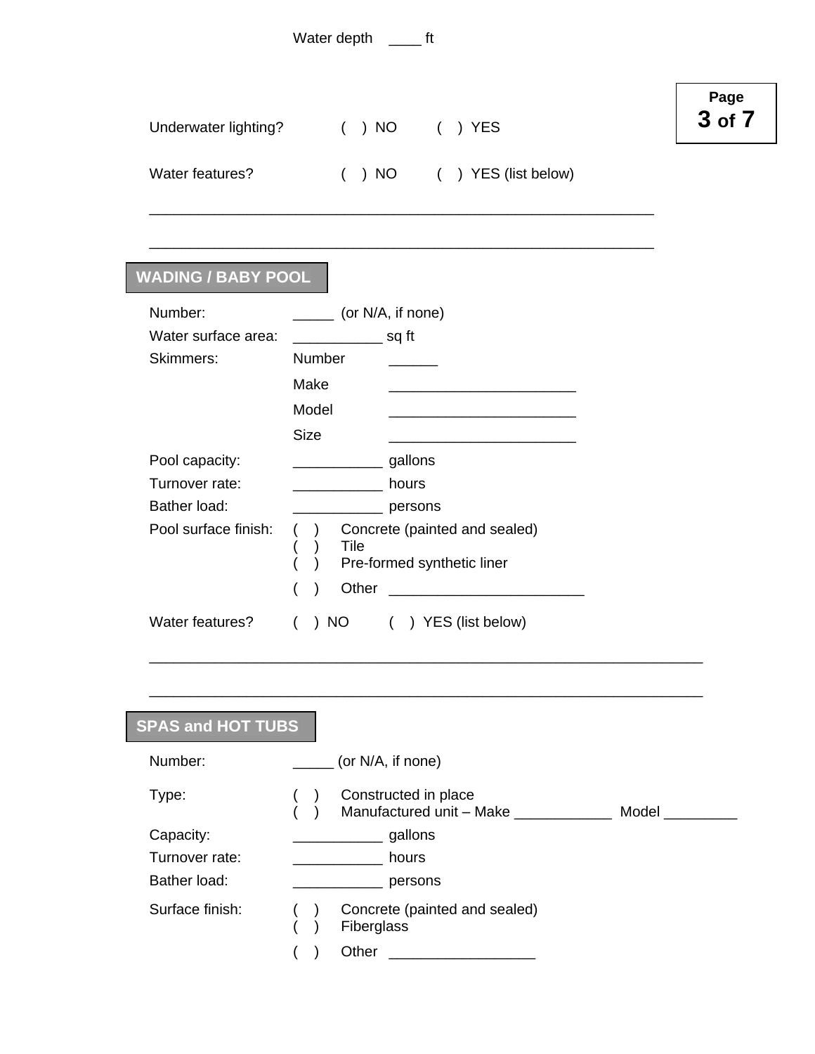Water depth ____ ft

Underwater lighting? ( ) NO ( ) YES

Water features? ( ) NO ( ) YES (list below)

_______________________________________________________________

_______________________________________________________________

## WADING / BABY POOL

Number: _____ (or N/A, if none)

Water surface area: ___________ sq ft

Skimmers:
- Number ______
- Make _______________________
- Model _______________________
- Size _______________________

Pool capacity: ___________ gallons

Turnover rate: ___________ hours

Bather load: ___________ persons

Pool surface finish:
- ( ) Concrete (painted and sealed)
- ( ) Tile
- ( ) Pre-formed synthetic liner
- ( ) Other ________________________

Water features? ( ) NO ( ) YES (list below)

_____________________________________________________________________

_____________________________________________________________________

## SPAS and HOT TUBS

Number: _____ (or N/A, if none)

Type:
- ( ) Constructed in place
- ( ) Manufactured unit – Make ____________ Model _________

Capacity: ___________ gallons

Turnover rate: ___________ hours

Bather load: ___________ persons

Surface finish:
- ( ) Concrete (painted and sealed)
- ( ) Fiberglass
- ( ) Other __________________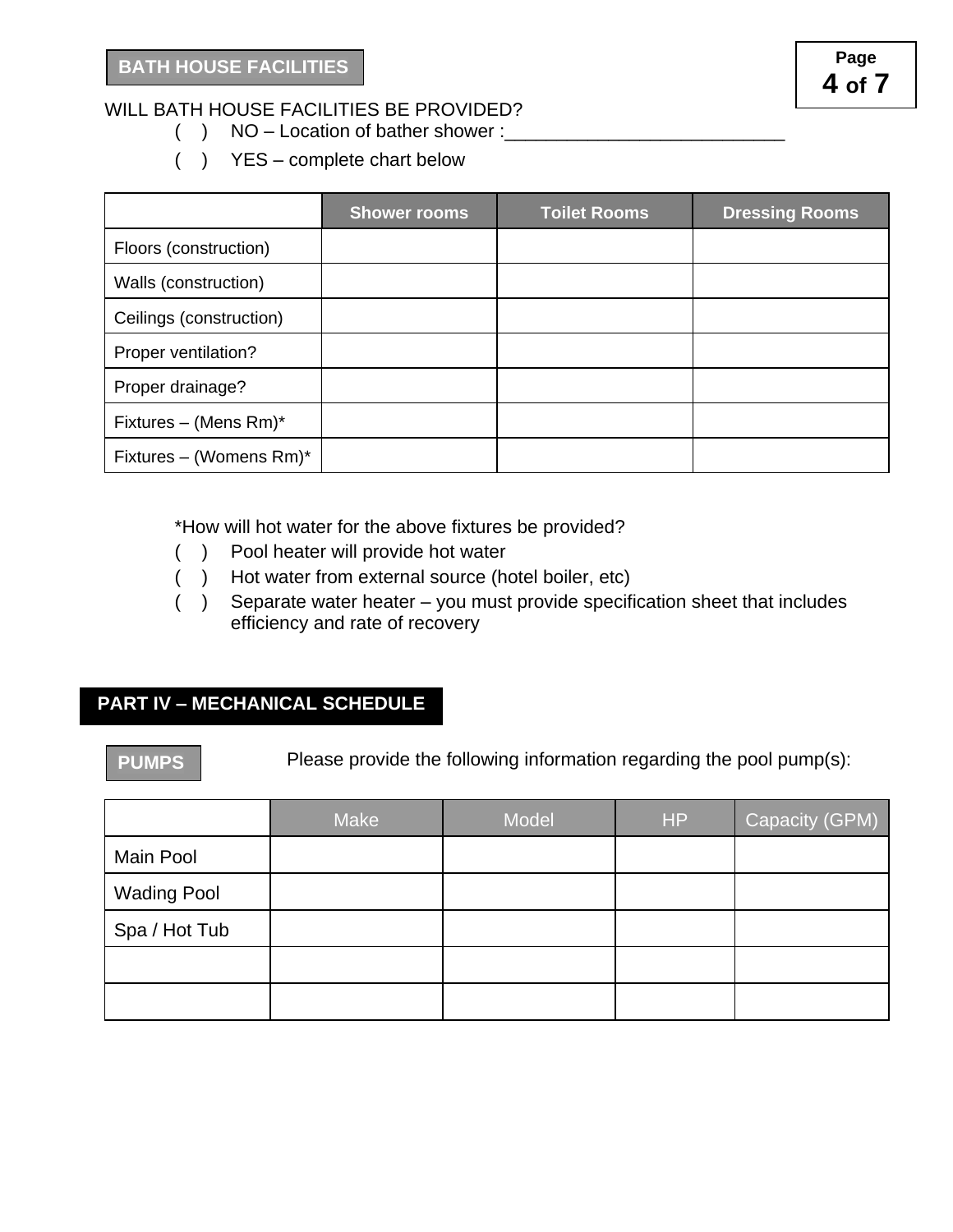## BATH HOUSE FACILITIES

WILL BATH HOUSE FACILITIES BE PROVIDED?

( ) NO – Location of bather shower :___________________________

( ) YES – complete chart below

| | Shower rooms | Toilet Rooms | Dressing Rooms |
|---|---|---|---|
| Floors (construction) | | | |
| Walls (construction) | | | |
| Ceilings (construction) | | | |
| Proper ventilation? | | | |
| Proper drainage? | | | |
| Fixtures – (Mens Rm)* | | | |
| Fixtures – (Womens Rm)* | | | |

*How will hot water for the above fixtures be provided?

( ) Pool heater will provide hot water

( ) Hot water from external source (hotel boiler, etc)

( ) Separate water heater – you must provide specification sheet that includes efficiency and rate of recovery

# PART IV – MECHANICAL SCHEDULE

## PUMPS

Please provide the following information regarding the pool pump(s):

| | Make | Model | HP | Capacity (GPM) |
|---|---|---|---|---|
| Main Pool | | | | |
| Wading Pool | | | | |
| Spa / Hot Tub | | | | |
| | | | | |
| | | | | |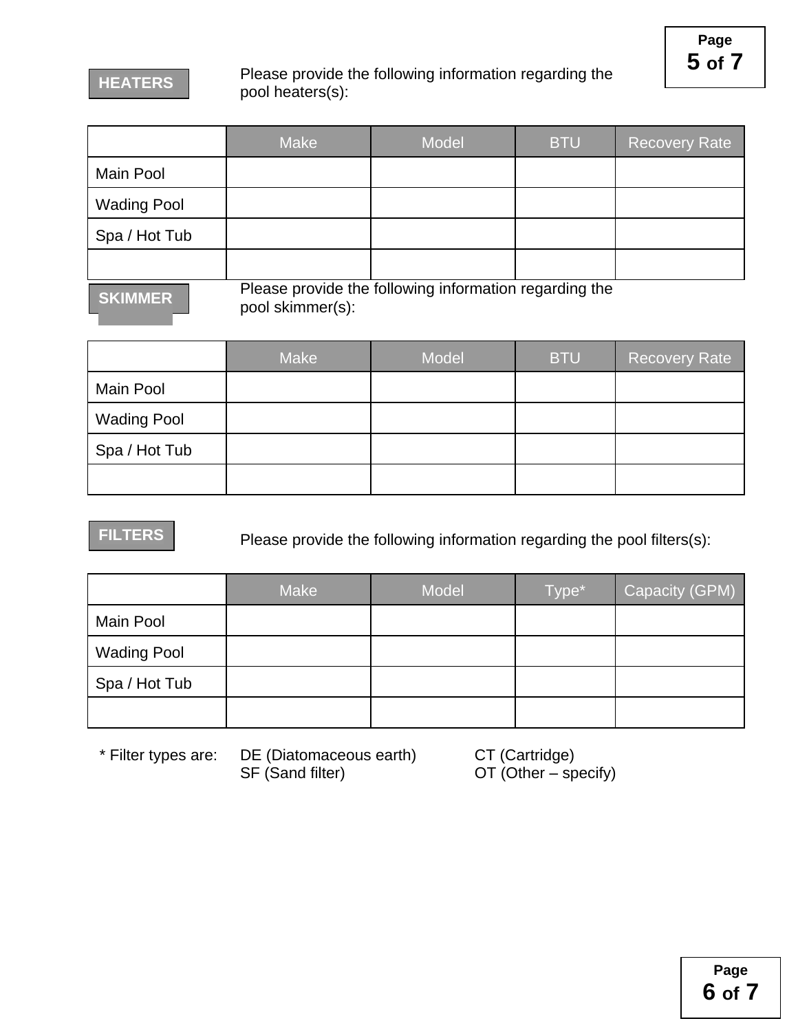## HEATERS

Please provide the following information regarding the pool heaters(s):

| | Make | Model | BTU | Recovery Rate |
|---|---|---|---|---|
| Main Pool | | | | |
| Wading Pool | | | | |
| Spa / Hot Tub | | | | |
| | | | | |

## SKIMMER

Please provide the following information regarding the pool skimmer(s):

| | Make | Model | BTU | Recovery Rate |
|---|---|---|---|---|
| Main Pool | | | | |
| Wading Pool | | | | |
| Spa / Hot Tub | | | | |
| | | | | |

## FILTERS

Please provide the following information regarding the pool filters(s):

| | Make | Model | Type* | Capacity (GPM) |
|---|---|---|---|---|
| Main Pool | | | | |
| Wading Pool | | | | |
| Spa / Hot Tub | | | | |
| | | | | |

* Filter types are:
  - DE (Diatomaceous earth)
  - CT (Cartridge)
  - SF (Sand filter)
  - OT (Other – specify)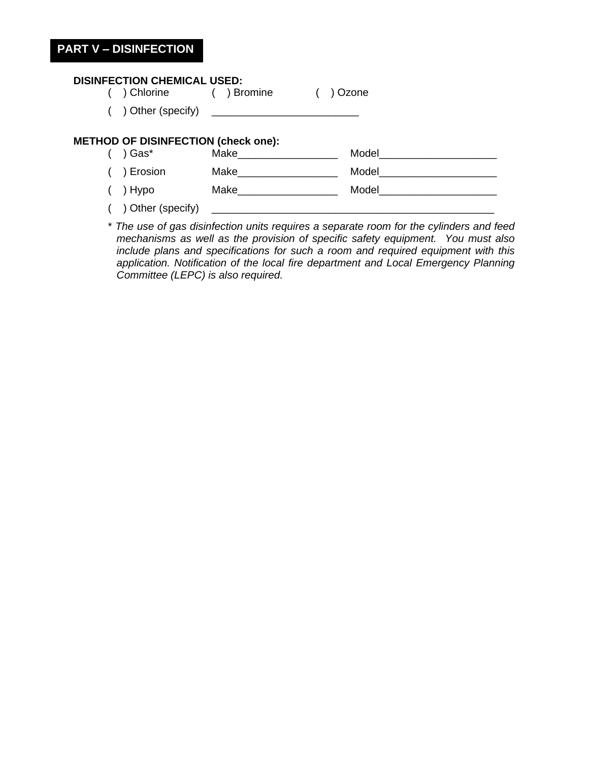## PART V – DISINFECTION

**DISINFECTION CHEMICAL USED:**

( ) Chlorine ( ) Bromine ( ) Ozone

( ) Other (specify) ________________________

**METHOD OF DISINFECTION (check one):**

( ) Gas* Make________________ Model___________________

( ) Erosion Make________________ Model___________________

( ) Hypo Make________________ Model___________________

( ) Other (specify) ______________________________________________

*\* The use of gas disinfection units requires a separate room for the cylinders and feed mechanisms as well as the provision of specific safety equipment. You must also include plans and specifications for such a room and required equipment with this application. Notification of the local fire department and Local Emergency Planning Committee (LEPC) is also required.*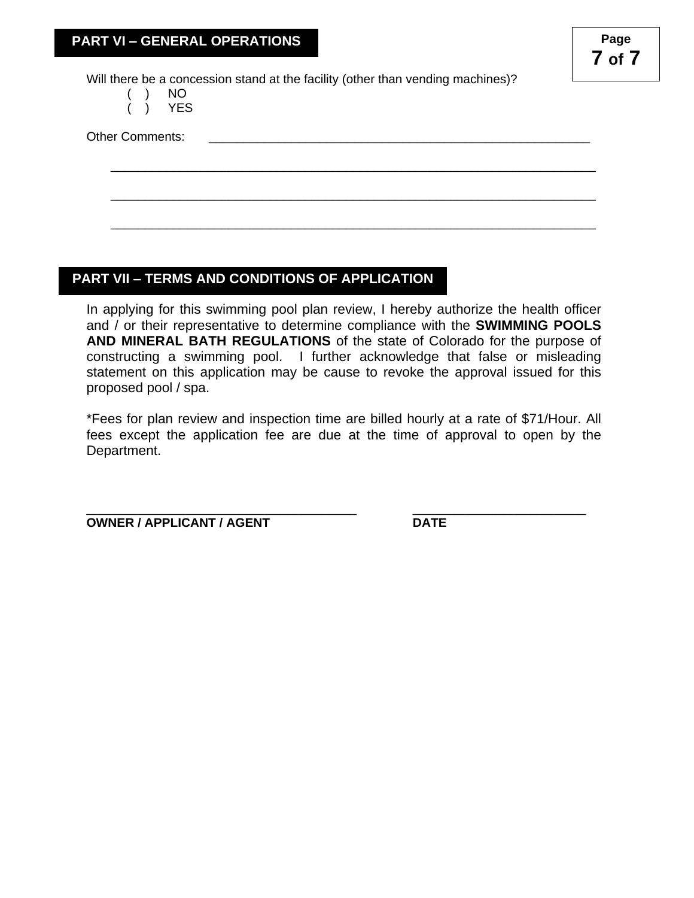## PART VI – GENERAL OPERATIONS

Will there be a concession stand at the facility (other than vending machines)?

( ) NO
( ) YES

Other Comments: ______________________________________________________________

______________________________________________________________________

______________________________________________________________________

______________________________________________________________________

## PART VII – TERMS AND CONDITIONS OF APPLICATION

In applying for this swimming pool plan review, I hereby authorize the health officer and / or their representative to determine compliance with the **SWIMMING POOLS AND MINERAL BATH REGULATIONS** of the state of Colorado for the purpose of constructing a swimming pool. I further acknowledge that false or misleading statement on this application may be cause to revoke the approval issued for this proposed pool / spa.

*Fees for plan review and inspection time are billed hourly at a rate of $71/Hour. All fees except the application fee are due at the time of approval to open by the Department.

________________________________________ ________________________

**OWNER / APPLICANT / AGENT** **DATE**